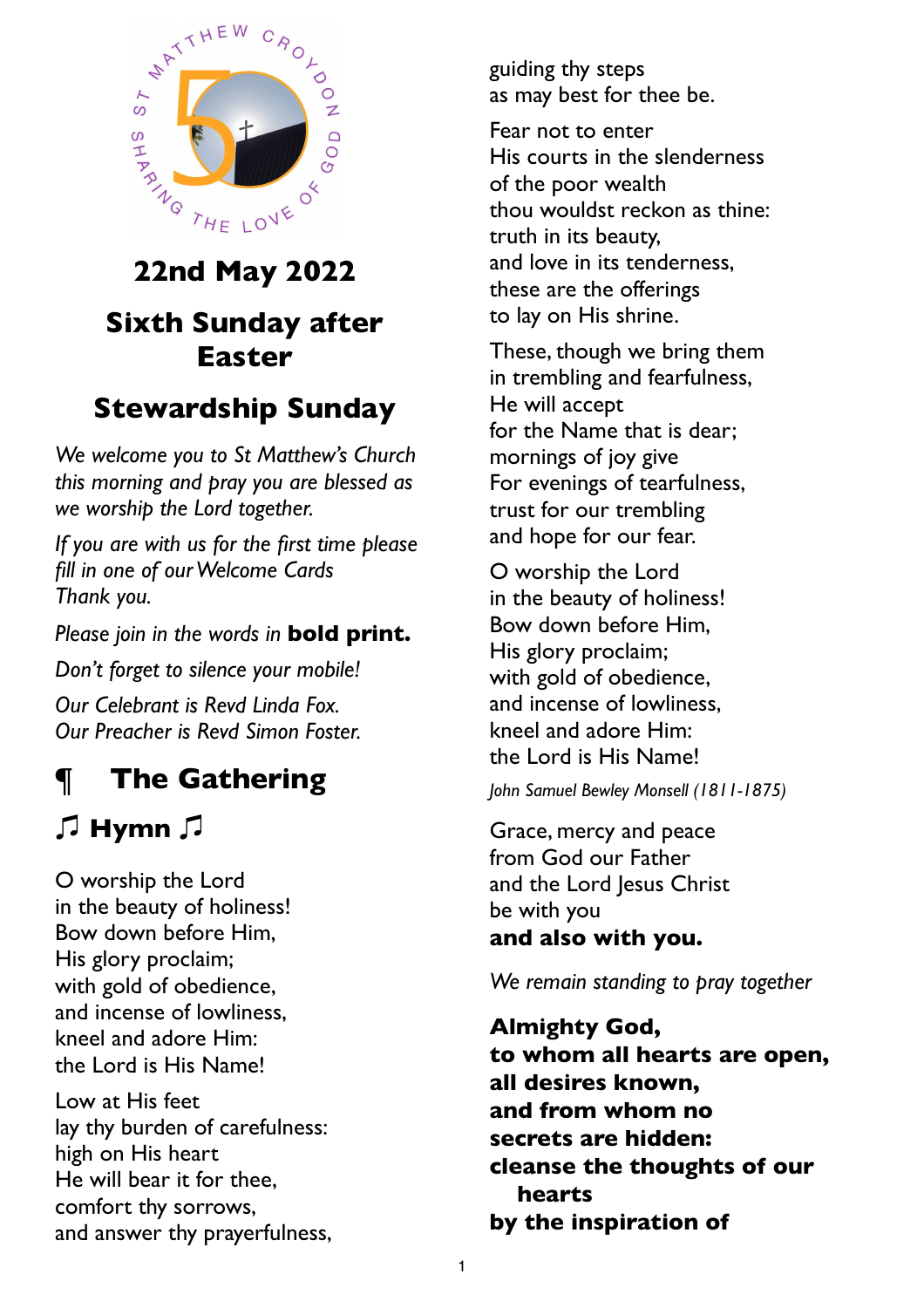# 22nd May 2022

## Sixth Sunday after Easter

## Stewardship Sunday

*We welcome you to St Matthew's Church this morning and pray you are blessed as we worship the Lord together.*

*If you are with us for the first time please fill in one of our Welcome Cards Thank you.*

*Please join in the words in* **bold print.**

*Don't forget to silence your mobile!*

*Our Celebrant is Revd Linda Fox.*
*Our Preacher is Revd Simon Foster.*

## ¶ The Gathering

### ♫ Hymn ♫

O worship the Lord
in the beauty of holiness!
Bow down before Him,
His glory proclaim;
with gold of obedience,
and incense of lowliness,
kneel and adore Him:
the Lord is His Name!

Low at His feet
lay thy burden of carefulness:
high on His heart
He will bear it for thee,
comfort thy sorrows,
and answer thy prayerfulness,
guiding thy steps
as may best for thee be.

Fear not to enter
His courts in the slenderness
of the poor wealth
thou wouldst reckon as thine:
truth in its beauty,
and love in its tenderness,
these are the offerings
to lay on His shrine.

These, though we bring them
in trembling and fearfulness,
He will accept
for the Name that is dear;
mornings of joy give
For evenings of tearfulness,
trust for our trembling
and hope for our fear.

O worship the Lord
in the beauty of holiness!
Bow down before Him,
His glory proclaim;
with gold of obedience,
and incense of lowliness,
kneel and adore Him:
the Lord is His Name!

*John Samuel Bewley Monsell (1811-1875)*

Grace, mercy and peace
from God our Father
and the Lord Jesus Christ
be with you
**and also with you.**

*We remain standing to pray together*

**Almighty God,**
**to whom all hearts are open,**
**all desires known,**
**and from whom no**
**secrets are hidden:**
**cleanse the thoughts of our**
**hearts**
**by the inspiration of**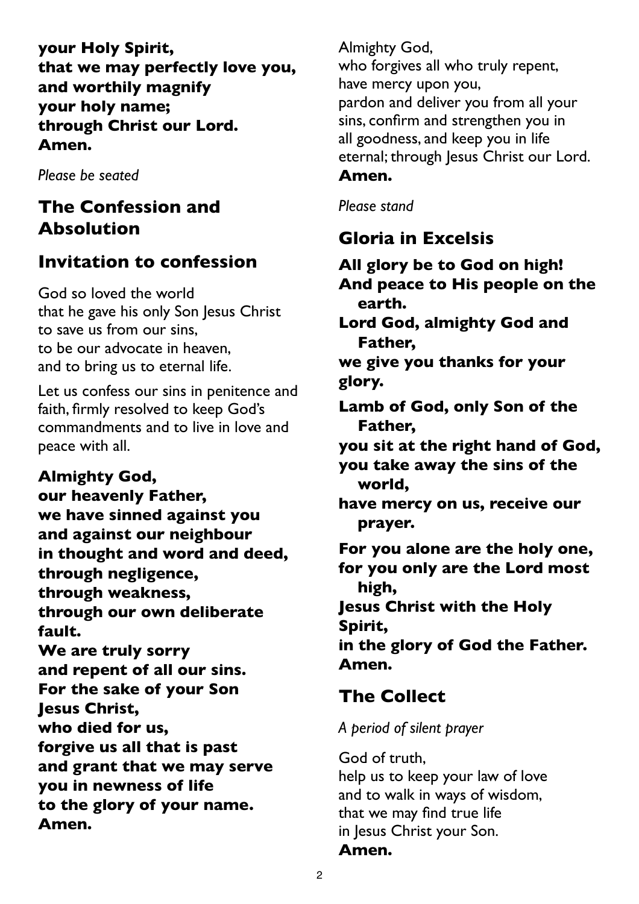**your Holy Spirit,**
**that we may perfectly love you,**
**and worthily magnify**
**your holy name;**
**through Christ our Lord.**
**Amen.**

*Please be seated*

## The Confession and Absolution

### Invitation to confession

God so loved the world
that he gave his only Son Jesus Christ
to save us from our sins,
to be our advocate in heaven,
and to bring us to eternal life.

Let us confess our sins in penitence and faith, firmly resolved to keep God's commandments and to live in love and peace with all.

**Almighty God,**
**our heavenly Father,**
**we have sinned against you**
**and against our neighbour**
**in thought and word and deed,**
**through negligence,**
**through weakness,**
**through our own deliberate fault.**
**We are truly sorry**
**and repent of all our sins.**
**For the sake of your Son**
**Jesus Christ,**
**who died for us,**
**forgive us all that is past**
**and grant that we may serve**
**you in newness of life**
**to the glory of your name.**
**Amen.**

Almighty God,
who forgives all who truly repent,
have mercy upon you,
pardon and deliver you from all your sins, confirm and strengthen you in all goodness, and keep you in life eternal; through Jesus Christ our Lord.
**Amen.**

*Please stand*

### Gloria in Excelsis

**All glory be to God on high!**
**And peace to His people on the earth.**
**Lord God, almighty God and Father,**
**we give you thanks for your glory.**
**Lamb of God, only Son of the Father,**
**you sit at the right hand of God,**
**you take away the sins of the world,**
**have mercy on us, receive our prayer.**

**For you alone are the holy one,**
**for you only are the Lord most high,**
**Jesus Christ with the Holy Spirit,**
**in the glory of God the Father.**
**Amen.**

### The Collect

*A period of silent prayer*

God of truth,
help us to keep your law of love
and to walk in ways of wisdom,
that we may find true life
in Jesus Christ your Son.
**Amen.**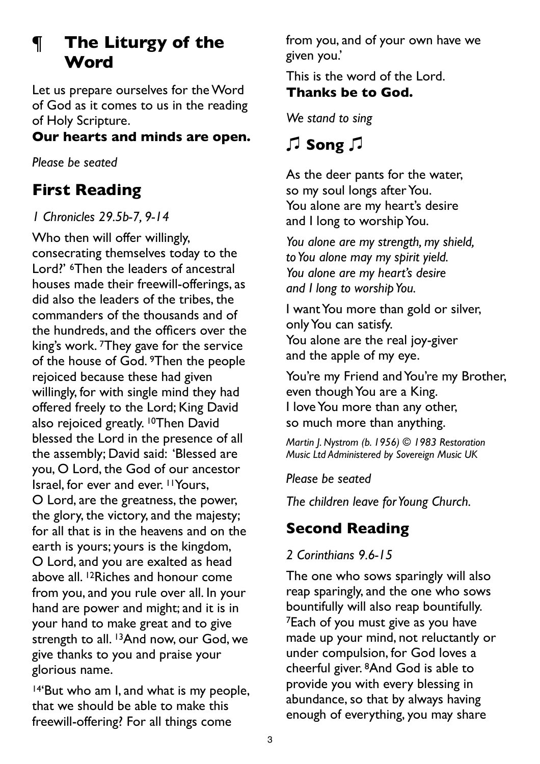# ¶ The Liturgy of the Word

Let us prepare ourselves for the Word of God as it comes to us in the reading of Holy Scripture.
**Our hearts and minds are open.**

*Please be seated*

## First Reading

*1 Chronicles 29.5b-7, 9-14*

Who then will offer willingly, consecrating themselves today to the Lord?' [6]Then the leaders of ancestral houses made their freewill-offerings, as did also the leaders of the tribes, the commanders of the thousands and of the hundreds, and the officers over the king's work. [7]They gave for the service of the house of God. [9]Then the people rejoiced because these had given willingly, for with single mind they had offered freely to the Lord; King David also rejoiced greatly. [10]Then David blessed the Lord in the presence of all the assembly; David said: 'Blessed are you, O Lord, the God of our ancestor Israel, for ever and ever. [11]Yours, O Lord, are the greatness, the power, the glory, the victory, and the majesty; for all that is in the heavens and on the earth is yours; yours is the kingdom, O Lord, and you are exalted as head above all. [12]Riches and honour come from you, and you rule over all. In your hand are power and might; and it is in your hand to make great and to give strength to all. [13]And now, our God, we give thanks to you and praise your glorious name.

[14]'But who am I, and what is my people, that we should be able to make this freewill-offering? For all things come from you, and of your own have we given you.'

This is the word of the Lord.
**Thanks be to God.**

*We stand to sing*

## ♫ Song ♫

As the deer pants for the water,
so my soul longs after You.
You alone are my heart's desire
and I long to worship You.

*You alone are my strength, my shield,*
*to You alone may my spirit yield.*
*You alone are my heart's desire*
*and I long to worship You.*

I want You more than gold or silver,
only You can satisfy.
You alone are the real joy-giver
and the apple of my eye.

You're my Friend and You're my Brother,
even though You are a King.
I love You more than any other,
so much more than anything.

*Martin J. Nystrom (b. 1956) © 1983 Restoration Music Ltd Administered by Sovereign Music UK*

*Please be seated*

*The children leave for Young Church.*

## Second Reading

*2 Corinthians 9.6-15*

The one who sows sparingly will also reap sparingly, and the one who sows bountifully will also reap bountifully. [7]Each of you must give as you have made up your mind, not reluctantly or under compulsion, for God loves a cheerful giver. [8]And God is able to provide you with every blessing in abundance, so that by always having enough of everything, you may share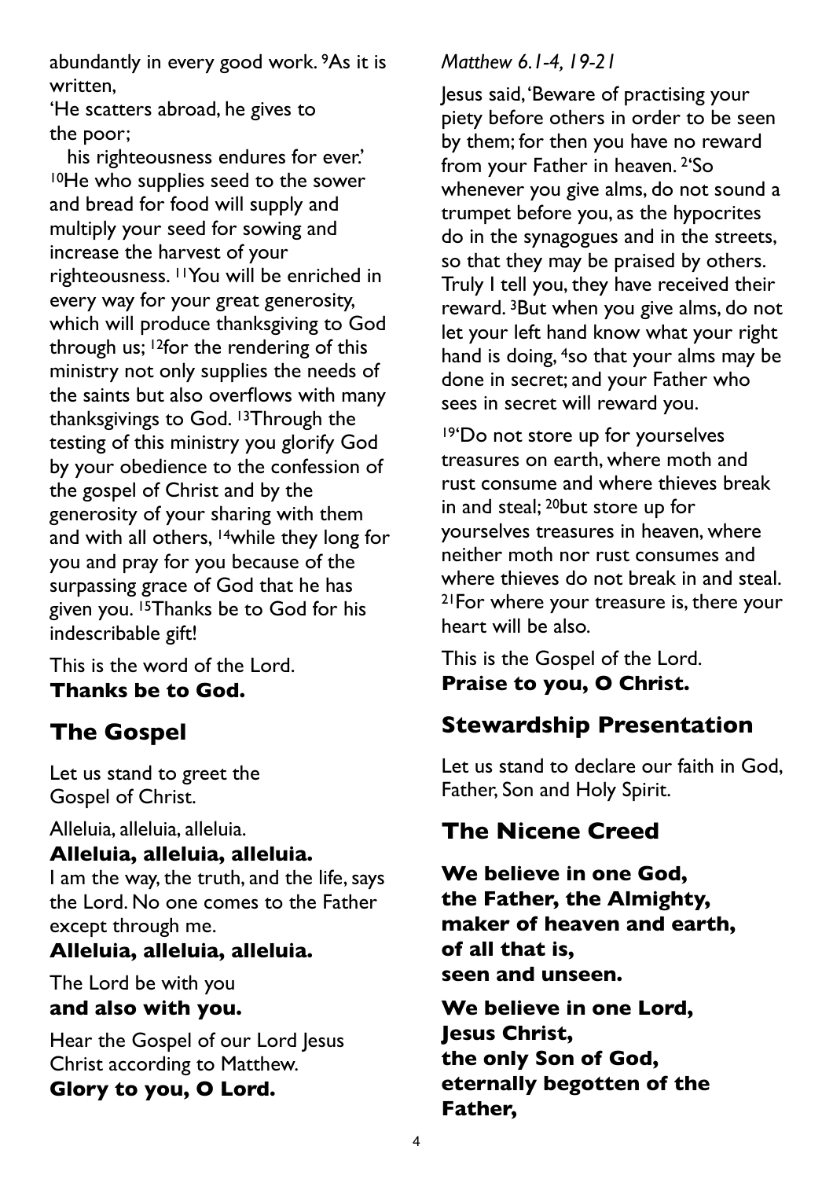abundantly in every good work. [9]As it is written,

'He scatters abroad, he gives to the poor;
his righteousness endures for ever.'
[10]He who supplies seed to the sower and bread for food will supply and multiply your seed for sowing and increase the harvest of your righteousness. [11]You will be enriched in every way for your great generosity, which will produce thanksgiving to God through us; [12]for the rendering of this ministry not only supplies the needs of the saints but also overflows with many thanksgivings to God. [13]Through the testing of this ministry you glorify God by your obedience to the confession of the gospel of Christ and by the generosity of your sharing with them and with all others, [14]while they long for you and pray for you because of the surpassing grace of God that he has given you. [15]Thanks be to God for his indescribable gift!

This is the word of the Lord.
**Thanks be to God.**

## The Gospel

Let us stand to greet the Gospel of Christ.

Alleluia, alleluia, alleluia.
**Alleluia, alleluia, alleluia.**
I am the way, the truth, and the life, says the Lord. No one comes to the Father except through me.
**Alleluia, alleluia, alleluia.**

The Lord be with you
**and also with you.**

Hear the Gospel of our Lord Jesus Christ according to Matthew.
**Glory to you, O Lord.**

*Matthew 6.1-4, 19-21*

Jesus said, 'Beware of practising your piety before others in order to be seen by them; for then you have no reward from your Father in heaven. [2]'So whenever you give alms, do not sound a trumpet before you, as the hypocrites do in the synagogues and in the streets, so that they may be praised by others. Truly I tell you, they have received their reward. [3]But when you give alms, do not let your left hand know what your right hand is doing, [4]so that your alms may be done in secret; and your Father who sees in secret will reward you.

[19]'Do not store up for yourselves treasures on earth, where moth and rust consume and where thieves break in and steal; [20]but store up for yourselves treasures in heaven, where neither moth nor rust consumes and where thieves do not break in and steal. [21]For where your treasure is, there your heart will be also.

This is the Gospel of the Lord.
**Praise to you, O Christ.**

## Stewardship Presentation

Let us stand to declare our faith in God, Father, Son and Holy Spirit.

## The Nicene Creed

**We believe in one God,
the Father, the Almighty,
maker of heaven and earth,
of all that is,
seen and unseen.**

**We believe in one Lord,
Jesus Christ,
the only Son of God,
eternally begotten of the Father,**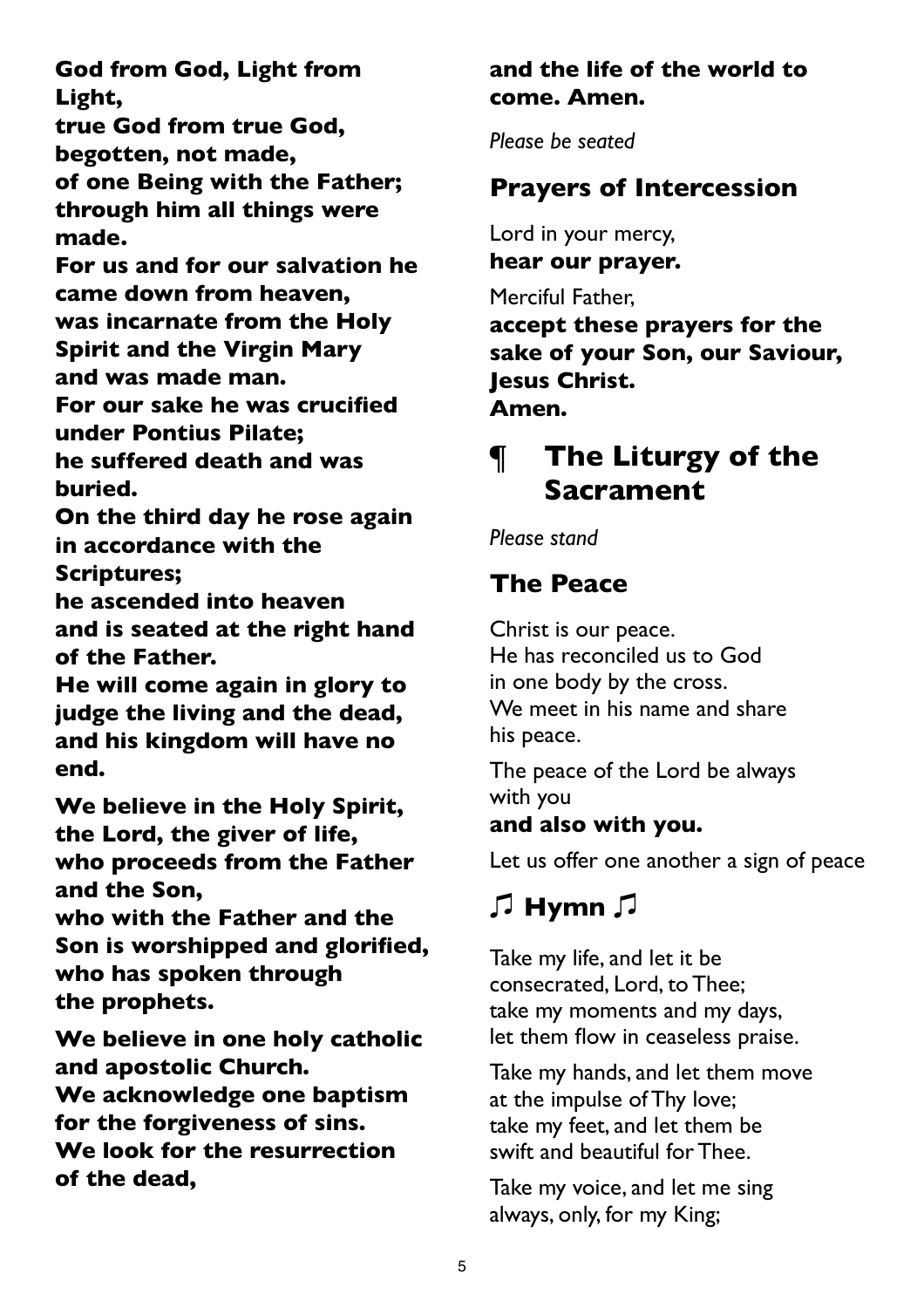**God from God, Light from Light,**
**true God from true God,**
**begotten, not made,**
**of one Being with the Father;**
**through him all things were made.**
**For us and for our salvation he came down from heaven,**
**was incarnate from the Holy Spirit and the Virgin Mary**
**and was made man.**
**For our sake he was crucified under Pontius Pilate;**
**he suffered death and was buried.**
**On the third day he rose again in accordance with the Scriptures;**
**he ascended into heaven**
**and is seated at the right hand of the Father.**
**He will come again in glory to judge the living and the dead,**
**and his kingdom will have no end.**

**We believe in the Holy Spirit,**
**the Lord, the giver of life,**
**who proceeds from the Father and the Son,**
**who with the Father and the Son is worshipped and glorified,**
**who has spoken through the prophets.**

**We believe in one holy catholic and apostolic Church.**
**We acknowledge one baptism for the forgiveness of sins.**
**We look for the resurrection of the dead,**
**and the life of the world to come. Amen.**

*Please be seated*

## Prayers of Intercession

Lord in your mercy,
**hear our prayer.**

Merciful Father,
**accept these prayers for the sake of your Son, our Saviour, Jesus Christ.**
**Amen.**

# ¶ The Liturgy of the Sacrament

*Please stand*

## The Peace

Christ is our peace.
He has reconciled us to God
in one body by the cross.
We meet in his name and share his peace.

The peace of the Lord be always with you
**and also with you.**

Let us offer one another a sign of peace

## ♫ Hymn ♫

Take my life, and let it be
consecrated, Lord, to Thee;
take my moments and my days,
let them flow in ceaseless praise.

Take my hands, and let them move
at the impulse of Thy love;
take my feet, and let them be
swift and beautiful for Thee.

Take my voice, and let me sing
always, only, for my King;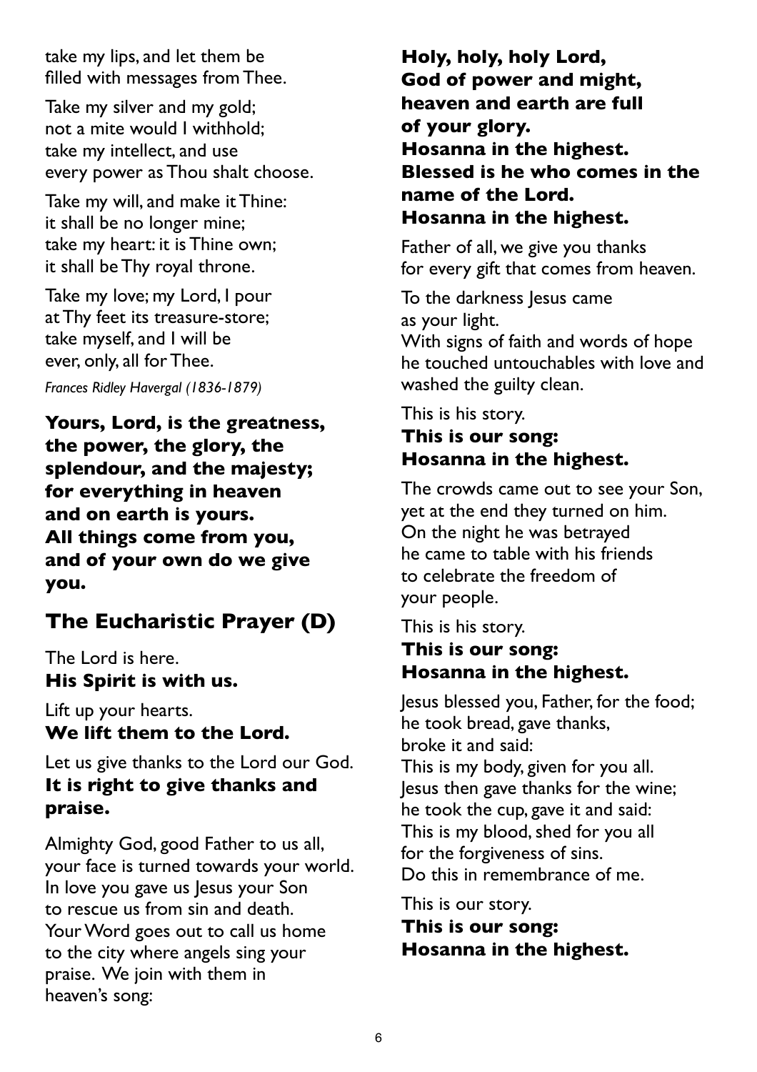take my lips, and let them be
filled with messages from Thee.

Take my silver and my gold;
not a mite would I withhold;
take my intellect, and use
every power as Thou shalt choose.

Take my will, and make it Thine:
it shall be no longer mine;
take my heart: it is Thine own;
it shall be Thy royal throne.

Take my love; my Lord, I pour
at Thy feet its treasure-store;
take myself, and I will be
ever, only, all for Thee.

*Frances Ridley Havergal (1836-1879)*

**Yours, Lord, is the greatness, the power, the glory, the splendour, and the majesty; for everything in heaven and on earth is yours. All things come from you, and of your own do we give you.**

## The Eucharistic Prayer (D)

The Lord is here.
**His Spirit is with us.**

Lift up your hearts.
**We lift them to the Lord.**

Let us give thanks to the Lord our God.
**It is right to give thanks and praise.**

Almighty God, good Father to us all,
your face is turned towards your world.
In love you gave us Jesus your Son
to rescue us from sin and death.
Your Word goes out to call us home
to the city where angels sing your
praise. We join with them in
heaven's song:

**Holy, holy, holy Lord,
God of power and might,
heaven and earth are full
of your glory.
Hosanna in the highest.
Blessed is he who comes in the
name of the Lord.
Hosanna in the highest.**

Father of all, we give you thanks
for every gift that comes from heaven.

To the darkness Jesus came
as your light.
With signs of faith and words of hope
he touched untouchables with love and
washed the guilty clean.

This is his story.
**This is our song:
Hosanna in the highest.**

The crowds came out to see your Son,
yet at the end they turned on him.
On the night he was betrayed
he came to table with his friends
to celebrate the freedom of
your people.

This is his story.
**This is our song:
Hosanna in the highest.**

Jesus blessed you, Father, for the food;
he took bread, gave thanks,
broke it and said:
This is my body, given for you all.
Jesus then gave thanks for the wine;
he took the cup, gave it and said:
This is my blood, shed for you all
for the forgiveness of sins.
Do this in remembrance of me.

This is our story.
**This is our song:
Hosanna in the highest.**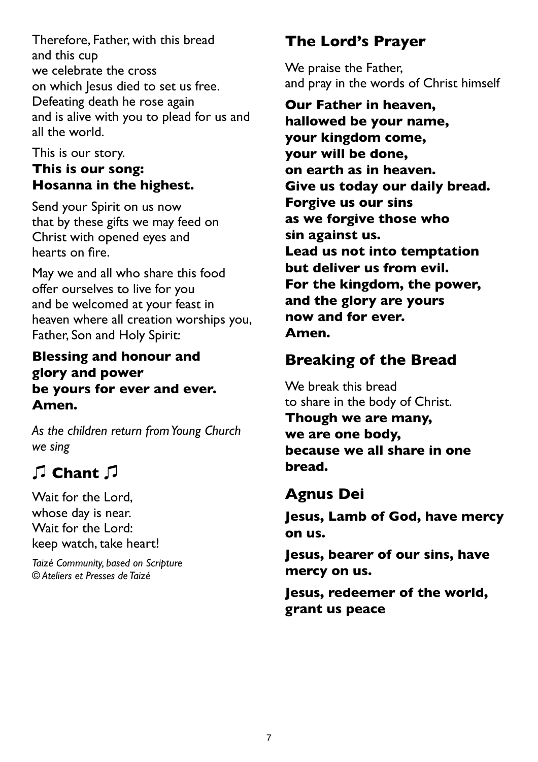Therefore, Father, with this bread
and this cup
we celebrate the cross
on which Jesus died to set us free.
Defeating death he rose again
and is alive with you to plead for us and all the world.

This is our story.
**This is our song:**
**Hosanna in the highest.**

Send your Spirit on us now
that by these gifts we may feed on
Christ with opened eyes and
hearts on fire.

May we and all who share this food
offer ourselves to live for you
and be welcomed at your feast in heaven where all creation worships you,
Father, Son and Holy Spirit:

**Blessing and honour and glory and power**
**be yours for ever and ever.**
**Amen.**

*As the children return from Young Church we sing*

## ♫ Chant ♫

Wait for the Lord,
whose day is near.
Wait for the Lord:
keep watch, take heart!

*Taizé Community, based on Scripture*
*© Ateliers et Presses de Taizé*

## The Lord's Prayer

We praise the Father,
and pray in the words of Christ himself

**Our Father in heaven,**
**hallowed be your name,**
**your kingdom come,**
**your will be done,**
**on earth as in heaven.**
**Give us today our daily bread.**
**Forgive us our sins**
**as we forgive those who**
**sin against us.**
**Lead us not into temptation**
**but deliver us from evil.**
**For the kingdom, the power,**
**and the glory are yours**
**now and for ever.**
**Amen.**

## Breaking of the Bread

We break this bread
to share in the body of Christ.
**Though we are many,**
**we are one body,**
**because we all share in one bread.**

## Agnus Dei

**Jesus, Lamb of God, have mercy on us.**

**Jesus, bearer of our sins, have mercy on us.**

**Jesus, redeemer of the world, grant us peace**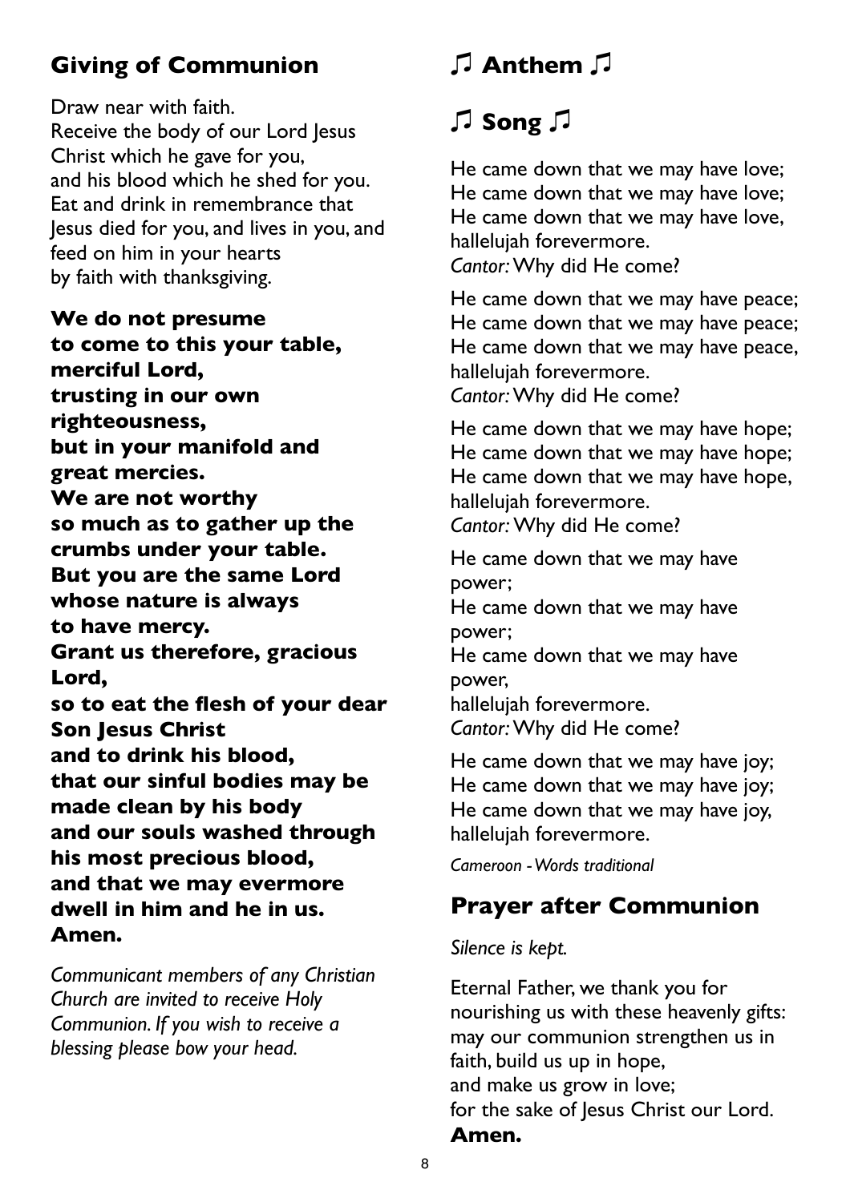## Giving of Communion

Draw near with faith.
Receive the body of our Lord Jesus Christ which he gave for you,
and his blood which he shed for you.
Eat and drink in remembrance that Jesus died for you, and lives in you, and feed on him in your hearts
by faith with thanksgiving.

**We do not presume**
**to come to this your table,**
**merciful Lord,**
**trusting in our own righteousness,**
**but in your manifold and great mercies.**
**We are not worthy**
**so much as to gather up the crumbs under your table.**
**But you are the same Lord**
**whose nature is always**
**to have mercy.**
**Grant us therefore, gracious Lord,**
**so to eat the flesh of your dear Son Jesus Christ**
**and to drink his blood,**
**that our sinful bodies may be made clean by his body**
**and our souls washed through his most precious blood,**
**and that we may evermore dwell in him and he in us.**
**Amen.**

*Communicant members of any Christian Church are invited to receive Holy Communion. If you wish to receive a blessing please bow your head.*

## ♫ Anthem ♫

## ♫ Song ♫

He came down that we may have love;
He came down that we may have love;
He came down that we may have love,
hallelujah forevermore.
*Cantor:* Why did He come?

He came down that we may have peace;
He came down that we may have peace;
He came down that we may have peace,
hallelujah forevermore.
*Cantor:* Why did He come?

He came down that we may have hope;
He came down that we may have hope;
He came down that we may have hope,
hallelujah forevermore.
*Cantor:* Why did He come?

He came down that we may have power;
He came down that we may have power;
He came down that we may have power,
hallelujah forevermore.
*Cantor:* Why did He come?

He came down that we may have joy;
He came down that we may have joy;
He came down that we may have joy,
hallelujah forevermore.

*Cameroon - Words traditional*

## Prayer after Communion

*Silence is kept.*

Eternal Father, we thank you for nourishing us with these heavenly gifts:
may our communion strengthen us in faith, build us up in hope,
and make us grow in love;
for the sake of Jesus Christ our Lord.
**Amen.**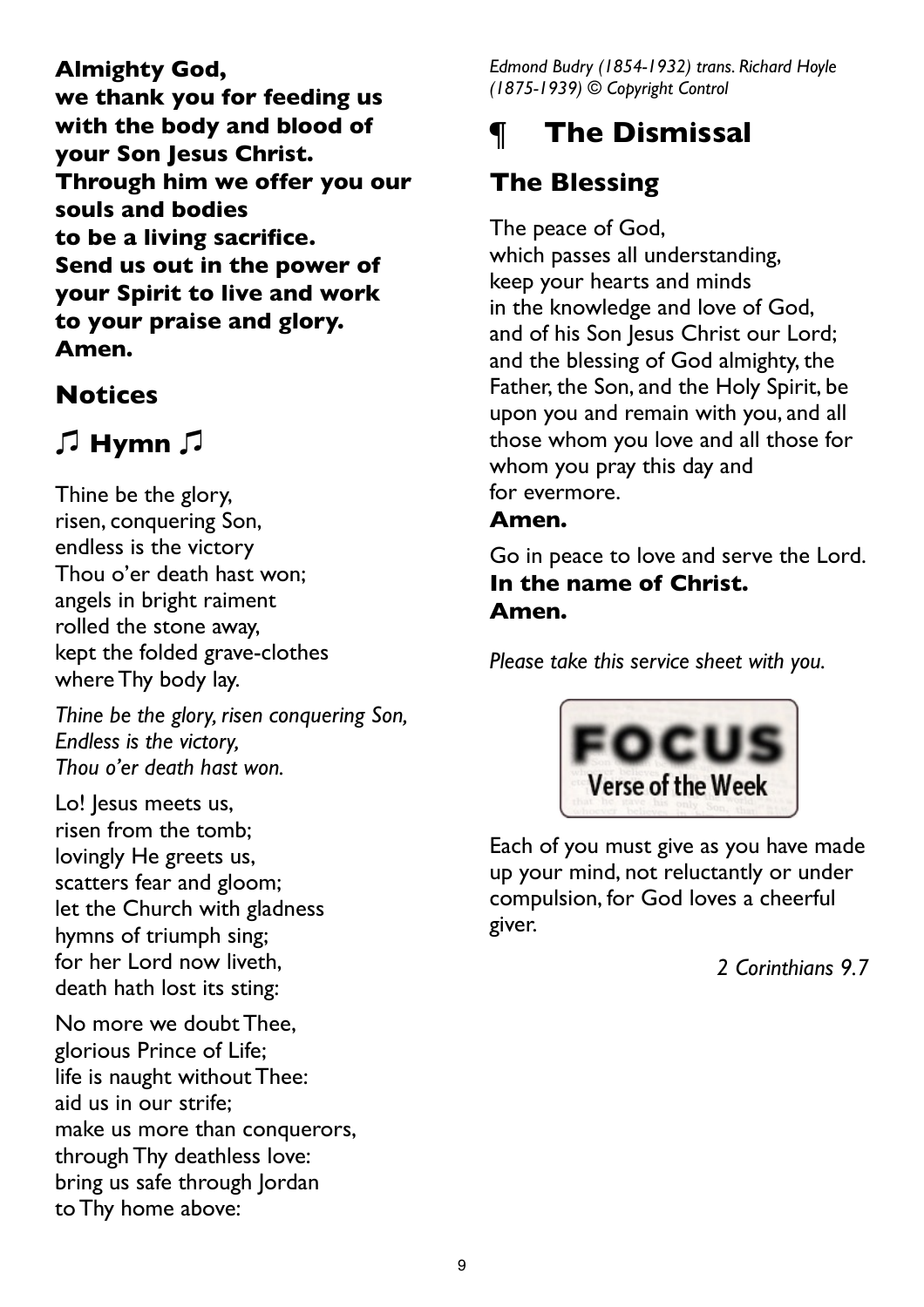**Almighty God,**
**we thank you for feeding us with the body and blood of your Son Jesus Christ.**
**Through him we offer you our souls and bodies**
**to be a living sacrifice.**
**Send us out in the power of your Spirit to live and work to your praise and glory.**
**Amen.**

## Notices

## ♫ Hymn ♫

Thine be the glory,
risen, conquering Son,
endless is the victory
Thou o'er death hast won;
angels in bright raiment
rolled the stone away,
kept the folded grave-clothes
where Thy body lay.

*Thine be the glory, risen conquering Son,*
*Endless is the victory,*
*Thou o'er death hast won.*

Lo! Jesus meets us,
risen from the tomb;
lovingly He greets us,
scatters fear and gloom;
let the Church with gladness
hymns of triumph sing;
for her Lord now liveth,
death hath lost its sting:

No more we doubt Thee,
glorious Prince of Life;
life is naught without Thee:
aid us in our strife;
make us more than conquerors,
through Thy deathless love:
bring us safe through Jordan
to Thy home above:

*Edmond Budry (1854-1932) trans. Richard Hoyle (1875-1939) © Copyright Control*

# ¶ The Dismissal

## The Blessing

The peace of God,
which passes all understanding,
keep your hearts and minds
in the knowledge and love of God,
and of his Son Jesus Christ our Lord;
and the blessing of God almighty, the Father, the Son, and the Holy Spirit, be upon you and remain with you, and all those whom you love and all those for whom you pray this day and
for evermore.
**Amen.**

Go in peace to love and serve the Lord.
**In the name of Christ.**
**Amen.**

*Please take this service sheet with you.*

**FOCUS**
**Verse of the Week**

Each of you must give as you have made up your mind, not reluctantly or under compulsion, for God loves a cheerful giver.

*2 Corinthians 9.7*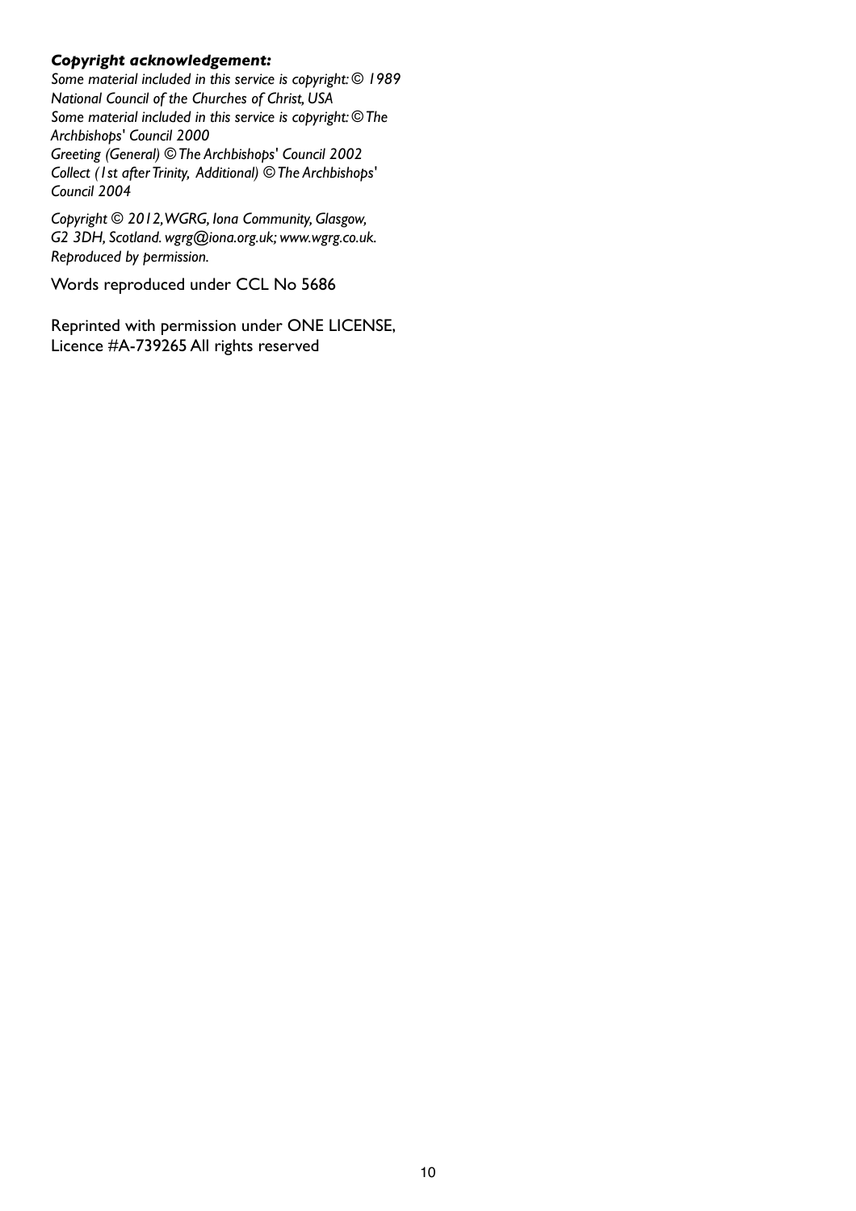***Copyright acknowledgement:***
*Some material included in this service is copyright: © 1989 National Council of the Churches of Christ, USA*
*Some material included in this service is copyright: © The Archbishops' Council 2000*
*Greeting (General) © The Archbishops' Council 2002*
*Collect (1st after Trinity, Additional) © The Archbishops' Council 2004*

*Copyright © 2012, WGRG, Iona Community, Glasgow, G2 3DH, Scotland. wgrg@iona.org.uk; www.wgrg.co.uk. Reproduced by permission.*

Words reproduced under CCL No 5686

Reprinted with permission under ONE LICENSE, Licence #A-739265 All rights reserved